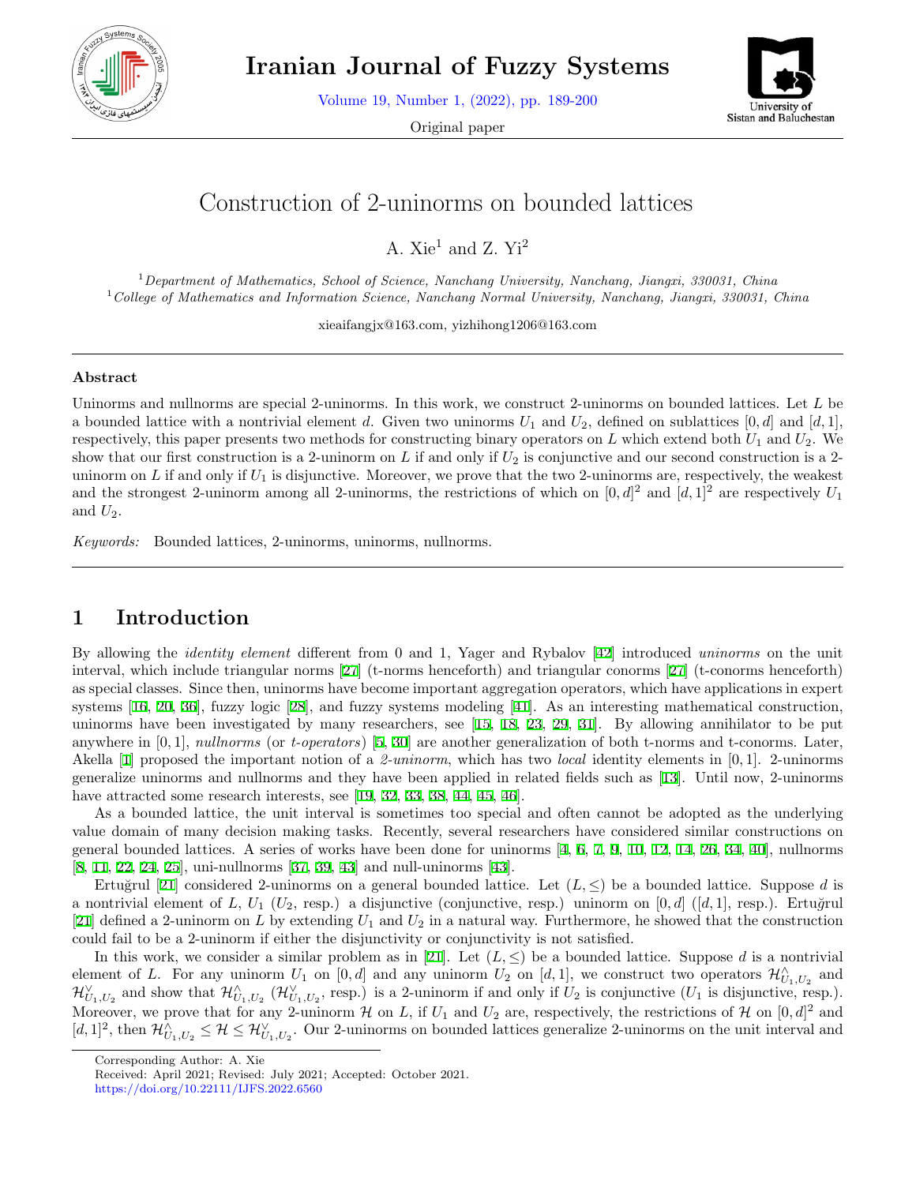# Construction of 2-uninorms on bounded lattices

A. Xie[1] and Z. Yi[2]

[1]*Department of Mathematics, School of Science, Nanchang University, Nanchang, Jiangxi, 330031, China*
[1]*College of Mathematics and Information Science, Nanchang Normal University, Nanchang, Jiangxi, 330031, China*

xieaifangjx@163.com, yizhihong1206@163.com

## Abstract

Uninorms and nullnorms are special 2-uninorms. In this work, we construct 2-uninorms on bounded lattices. Let $L$ be a bounded lattice with a nontrivial element $d$. Given two uninorms $U_1$ and $U_2$, defined on sublattices $[0, d]$ and $[d, 1]$, respectively, this paper presents two methods for constructing binary operators on $L$ which extend both $U_1$ and $U_2$. We show that our first construction is a 2-uninorm on $L$ if and only if $U_2$ is conjunctive and our second construction is a 2-uninorm on $L$ if and only if $U_1$ is disjunctive. Moreover, we prove that the two 2-uninorms are, respectively, the weakest and the strongest 2-uninorm among all 2-uninorms, the restrictions of which on $[0, d]^2$ and $[d, 1]^2$ are respectively $U_1$ and $U_2$.

*Keywords:* Bounded lattices, 2-uninorms, uninorms, nullnorms.

## 1 Introduction

By allowing the *identity element* different from 0 and 1, Yager and Rybalov [42] introduced *uninorms* on the unit interval, which include triangular norms [27] (t-norms henceforth) and triangular conorms [27] (t-conorms henceforth) as special classes. Since then, uninorms have become important aggregation operators, which have applications in expert systems [16, 20, 36], fuzzy logic [28], and fuzzy systems modeling [41]. As an interesting mathematical construction, uninorms have been investigated by many researchers, see [15, 18, 23, 29, 31]. By allowing annihilator to be put anywhere in $[0, 1]$, *nullnorms* (or *t-operators*) [5, 30] are another generalization of both t-norms and t-conorms. Later, Akella [1] proposed the important notion of a *2-uninorm*, which has two *local* identity elements in $[0, 1]$. 2-uninorms generalize uninorms and nullnorms and they have been applied in related fields such as [13]. Until now, 2-uninorms have attracted some research interests, see [19, 32, 33, 38, 44, 45, 46].

As a bounded lattice, the unit interval is sometimes too special and often cannot be adopted as the underlying value domain of many decision making tasks. Recently, several researchers have considered similar constructions on general bounded lattices. A series of works have been done for uninorms [4, 6, 7, 9, 10, 12, 14, 26, 34, 40], nullnorms [8, 11, 22, 24, 25], uni-nullnorms [37, 39, 43] and null-uninorms [43].

Ertuğrul [21] considered 2-uninorms on a general bounded lattice. Let $(L, \leq)$ be a bounded lattice. Suppose $d$ is a nontrivial element of $L$, $U_1$ ($U_2$, resp.) a disjunctive (conjunctive, resp.) uninorm on $[0, d]$ ($[d, 1]$, resp.). Ertuğrul [21] defined a 2-uninorm on $L$ by extending $U_1$ and $U_2$ in a natural way. Furthermore, he showed that the construction could fail to be a 2-uninorm if either the disjunctivity or conjunctivity is not satisfied.

In this work, we consider a similar problem as in [21]. Let $(L, \leq)$ be a bounded lattice. Suppose $d$ is a nontrivial element of $L$. For any uninorm $U_1$ on $[0, d]$ and any uninorm $U_2$ on $[d, 1]$, we construct two operators $\mathcal{H}^{\wedge}_{U_1,U_2}$ and $\mathcal{H}^{\vee}_{U_1,U_2}$ and show that $\mathcal{H}^{\wedge}_{U_1,U_2}$ ($\mathcal{H}^{\vee}_{U_1,U_2}$, resp.) is a 2-uninorm if and only if $U_2$ is conjunctive ($U_1$ is disjunctive, resp.). Moreover, we prove that for any 2-uninorm $\mathcal{H}$ on $L$, if $U_1$ and $U_2$ are, respectively, the restrictions of $\mathcal{H}$ on $[0, d]^2$ and $[d, 1]^2$, then $\mathcal{H}^{\wedge}_{U_1,U_2} \leq \mathcal{H} \leq \mathcal{H}^{\vee}_{U_1,U_2}$. Our 2-uninorms on bounded lattices generalize 2-uninorms on the unit interval and

Corresponding Author: A. Xie
Received: April 2021; Revised: July 2021; Accepted: October 2021.
https://doi.org/10.22111/IJFS.2022.6560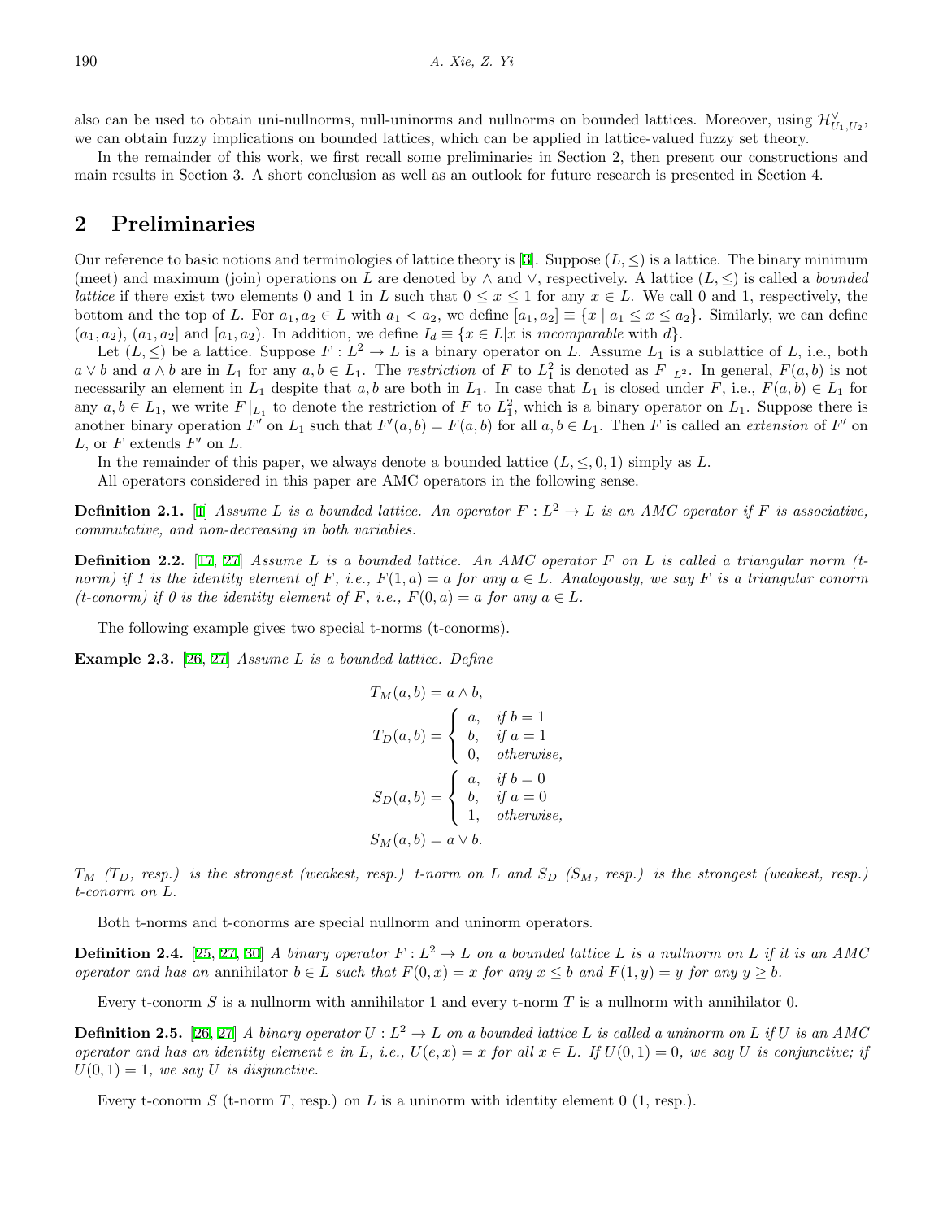also can be used to obtain uni-nullnorms, null-uninorms and nullnorms on bounded lattices. Moreover, using $\mathcal{H}^{\vee}_{U_1,U_2}$, we can obtain fuzzy implications on bounded lattices, which can be applied in lattice-valued fuzzy set theory.

In the remainder of this work, we first recall some preliminaries in Section 2, then present our constructions and main results in Section 3. A short conclusion as well as an outlook for future research is presented in Section 4.

## 2 Preliminaries

Our reference to basic notions and terminologies of lattice theory is [3]. Suppose $(L, \leq)$ is a lattice. The binary minimum (meet) and maximum (join) operations on $L$ are denoted by $\wedge$ and $\vee$, respectively. A lattice $(L, \leq)$ is called a *bounded lattice* if there exist two elements 0 and 1 in $L$ such that $0 \leq x \leq 1$ for any $x \in L$. We call 0 and 1, respectively, the bottom and the top of $L$. For $a_1, a_2 \in L$ with $a_1 < a_2$, we define $[a_1, a_2] \equiv \{x \mid a_1 \leq x \leq a_2\}$. Similarly, we can define $(a_1, a_2)$, $(a_1, a_2]$ and $[a_1, a_2)$. In addition, we define $I_d \equiv \{x \in L | x \text{ is } \textit{incomparable} \text{ with } d\}$.

Let $(L, \leq)$ be a lattice. Suppose $F : L^2 \to L$ is a binary operator on $L$. Assume $L_1$ is a sublattice of $L$, i.e., both $a \vee b$ and $a \wedge b$ are in $L_1$ for any $a, b \in L_1$. The *restriction* of $F$ to $L_1^2$ is denoted as $F|_{L_1^2}$. In general, $F(a, b)$ is not necessarily an element in $L_1$ despite that $a, b$ are both in $L_1$. In case that $L_1$ is closed under $F$, i.e., $F(a, b) \in L_1$ for any $a, b \in L_1$, we write $F|_{L_1}$ to denote the restriction of $F$ to $L_1^2$, which is a binary operator on $L_1$. Suppose there is another binary operation $F'$ on $L_1$ such that $F'(a, b) = F(a, b)$ for all $a, b \in L_1$. Then $F$ is called an *extension* of $F'$ on $L$, or $F$ extends $F'$ on $L$.

In the remainder of this paper, we always denote a bounded lattice $(L, \leq, 0, 1)$ simply as $L$.

All operators considered in this paper are AMC operators in the following sense.

**Definition 2.1.** [1] *Assume $L$ is a bounded lattice. An operator $F : L^2 \to L$ is an AMC operator if $F$ is associative, commutative, and non-decreasing in both variables.*

**Definition 2.2.** [17, 27] *Assume $L$ is a bounded lattice. An AMC operator $F$ on $L$ is called a triangular norm (t-norm) if 1 is the identity element of $F$, i.e., $F(1, a) = a$ for any $a \in L$. Analogously, we say $F$ is a triangular conorm (t-conorm) if 0 is the identity element of $F$, i.e., $F(0, a) = a$ for any $a \in L$.*

The following example gives two special t-norms (t-conorms).

**Example 2.3.** [26, 27] *Assume $L$ is a bounded lattice. Define*

$$T_M(a, b) = a \wedge b,$$

$$T_D(a, b) = \begin{cases} a, & \text{if } b = 1 \\ b, & \text{if } a = 1 \\ 0, & \text{otherwise,} \end{cases}$$

$$S_D(a, b) = \begin{cases} a, & \text{if } b = 0 \\ b, & \text{if } a = 0 \\ 1, & \text{otherwise,} \end{cases}$$

$$S_M(a, b) = a \vee b.$$

*$T_M$ ($T_D$, resp.) is the strongest (weakest, resp.) t-norm on $L$ and $S_D$ ($S_M$, resp.) is the strongest (weakest, resp.) t-conorm on $L$.*

Both t-norms and t-conorms are special nullnorm and uninorm operators.

**Definition 2.4.** [25, 27, 30] *A binary operator $F : L^2 \to L$ on a bounded lattice $L$ is a nullnorm on $L$ if it is an AMC operator and has an* annihilator *$b \in L$ such that $F(0, x) = x$ for any $x \leq b$ and $F(1, y) = y$ for any $y \geq b$.*

Every t-conorm $S$ is a nullnorm with annihilator 1 and every t-norm $T$ is a nullnorm with annihilator 0.

**Definition 2.5.** [26, 27] *A binary operator $U : L^2 \to L$ on a bounded lattice $L$ is called a uninorm on $L$ if $U$ is an AMC operator and has an identity element $e$ in $L$, i.e., $U(e, x) = x$ for all $x \in L$. If $U(0, 1) = 0$, we say $U$ is conjunctive; if $U(0, 1) = 1$, we say $U$ is disjunctive.*

Every t-conorm $S$ (t-norm $T$, resp.) on $L$ is a uninorm with identity element 0 (1, resp.).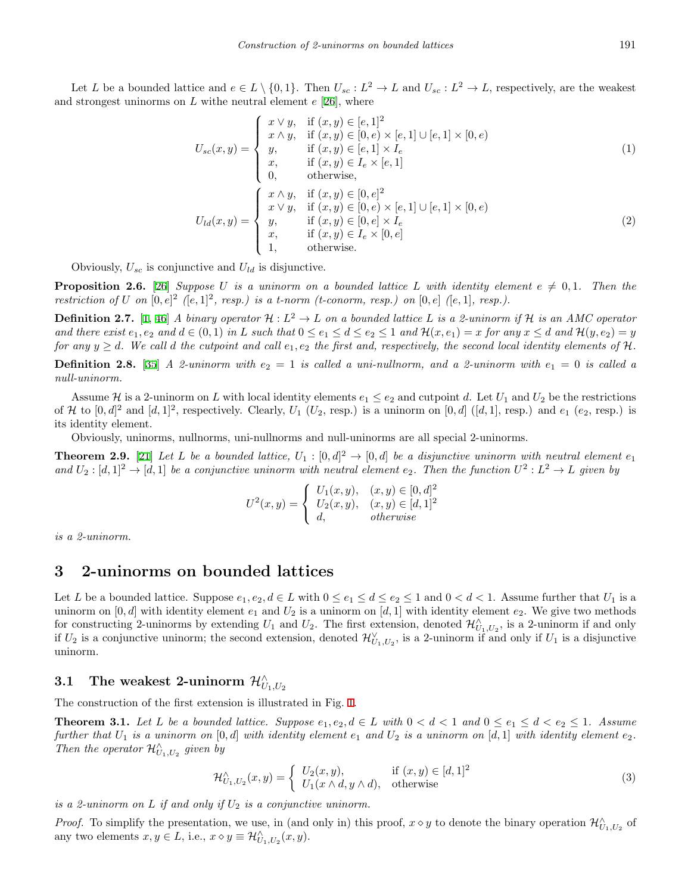Let $L$ be a bounded lattice and $e \in L \setminus \{0, 1\}$. Then $U_{sc} : L^2 \to L$ and $U_{sc} : L^2 \to L$, respectively, are the weakest and strongest uninorms on $L$ withe neutral element $e$ [26], where

$$U_{sc}(x,y) = \begin{cases} x \vee y, & \text{if } (x,y) \in [e,1]^2 \\ x \wedge y, & \text{if } (x,y) \in [0,e) \times [e,1] \cup [e,1] \times [0,e) \\ y, & \text{if } (x,y) \in [e,1] \times I_e \\ x, & \text{if } (x,y) \in I_e \times [e,1] \\ 0, & \text{otherwise,} \end{cases} \tag{1}$$

$$U_{ld}(x,y) = \begin{cases} x \wedge y, & \text{if } (x,y) \in [0,e]^2 \\ x \vee y, & \text{if } (x,y) \in [0,e) \times [e,1] \cup [e,1] \times [0,e) \\ y, & \text{if } (x,y) \in [0,e] \times I_e \\ x, & \text{if } (x,y) \in I_e \times [0,e] \\ 1, & \text{otherwise.} \end{cases} \tag{2}$$

Obviously, $U_{sc}$ is conjunctive and $U_{ld}$ is disjunctive.

**Proposition 2.6.** [26] *Suppose $U$ is a uninorm on a bounded lattice $L$ with identity element $e \neq 0, 1$. Then the restriction of $U$ on $[0,e]^2$ ($[e,1]^2$, resp.) is a t-norm (t-conorm, resp.) on $[0,e]$ ($[e,1]$, resp.).*

**Definition 2.7.** [1, 46] *A binary operator $\mathcal{H} : L^2 \to L$ on a bounded lattice $L$ is a 2-uninorm if $\mathcal{H}$ is an AMC operator and there exist $e_1, e_2$ and $d \in (0,1)$ in $L$ such that $0 \leq e_1 \leq d \leq e_2 \leq 1$ and $\mathcal{H}(x, e_1) = x$ for any $x \leq d$ and $\mathcal{H}(y, e_2) = y$ for any $y \geq d$. We call $d$ the cutpoint and call $e_1, e_2$ the first and, respectively, the second local identity elements of $\mathcal{H}$.*

**Definition 2.8.** [35] *A 2-uninorm with $e_2 = 1$ is called a uni-nullnorm, and a 2-uninorm with $e_1 = 0$ is called a null-uninorm.*

Assume $\mathcal{H}$ is a 2-uninorm on $L$ with local identity elements $e_1 \leq e_2$ and cutpoint $d$. Let $U_1$ and $U_2$ be the restrictions of $\mathcal{H}$ to $[0,d]^2$ and $[d,1]^2$, respectively. Clearly, $U_1$ ($U_2$, resp.) is a uninorm on $[0,d]$ ($[d,1]$, resp.) and $e_1$ ($e_2$, resp.) is its identity element.

Obviously, uninorms, nullnorms, uni-nullnorms and null-uninorms are all special 2-uninorms.

**Theorem 2.9.** [21] *Let $L$ be a bounded lattice, $U_1 : [0,d]^2 \to [0,d]$ be a disjunctive uninorm with neutral element $e_1$ and $U_2 : [d,1]^2 \to [d,1]$ be a conjunctive uninorm with neutral element $e_2$. Then the function $U^2 : L^2 \to L$ given by*

$$U^2(x,y) = \begin{cases} U_1(x,y), & (x,y) \in [0,d]^2 \\ U_2(x,y), & (x,y) \in [d,1]^2 \\ d, & \textit{otherwise} \end{cases}$$

*is a 2-uninorm.*

# 3 2-uninorms on bounded lattices

Let $L$ be a bounded lattice. Suppose $e_1, e_2, d \in L$ with $0 \leq e_1 \leq d \leq e_2 \leq 1$ and $0 < d < 1$. Assume further that $U_1$ is a uninorm on $[0,d]$ with identity element $e_1$ and $U_2$ is a uninorm on $[d,1]$ with identity element $e_2$. We give two methods for constructing 2-uninorms by extending $U_1$ and $U_2$. The first extension, denoted $\mathcal{H}^{\wedge}_{U_1,U_2}$, is a 2-uninorm if and only if $U_2$ is a conjunctive uninorm; the second extension, denoted $\mathcal{H}^{\vee}_{U_1,U_2}$, is a 2-uninorm if and only if $U_1$ is a disjunctive uninorm.

## 3.1 The weakest 2-uninorm $\mathcal{H}^{\wedge}_{U_1,U_2}$

The construction of the first extension is illustrated in Fig. 1.

**Theorem 3.1.** *Let $L$ be a bounded lattice. Suppose $e_1, e_2, d \in L$ with $0 < d < 1$ and $0 \leq e_1 \leq d < e_2 \leq 1$. Assume further that $U_1$ is a uninorm on $[0,d]$ with identity element $e_1$ and $U_2$ is a uninorm on $[d,1]$ with identity element $e_2$. Then the operator $\mathcal{H}^{\wedge}_{U_1,U_2}$ given by*

$$\mathcal{H}^{\wedge}_{U_1,U_2}(x,y) = \begin{cases} U_2(x,y), & \text{if } (x,y) \in [d,1]^2 \\ U_1(x \wedge d, y \wedge d), & \text{otherwise} \end{cases} \tag{3}$$

*is a 2-uninorm on $L$ if and only if $U_2$ is a conjunctive uninorm.*

*Proof.* To simplify the presentation, we use, in (and only in) this proof, $x \diamond y$ to denote the binary operation $\mathcal{H}^{\wedge}_{U_1,U_2}$ of any two elements $x, y \in L$, i.e., $x \diamond y \equiv \mathcal{H}^{\wedge}_{U_1,U_2}(x,y)$.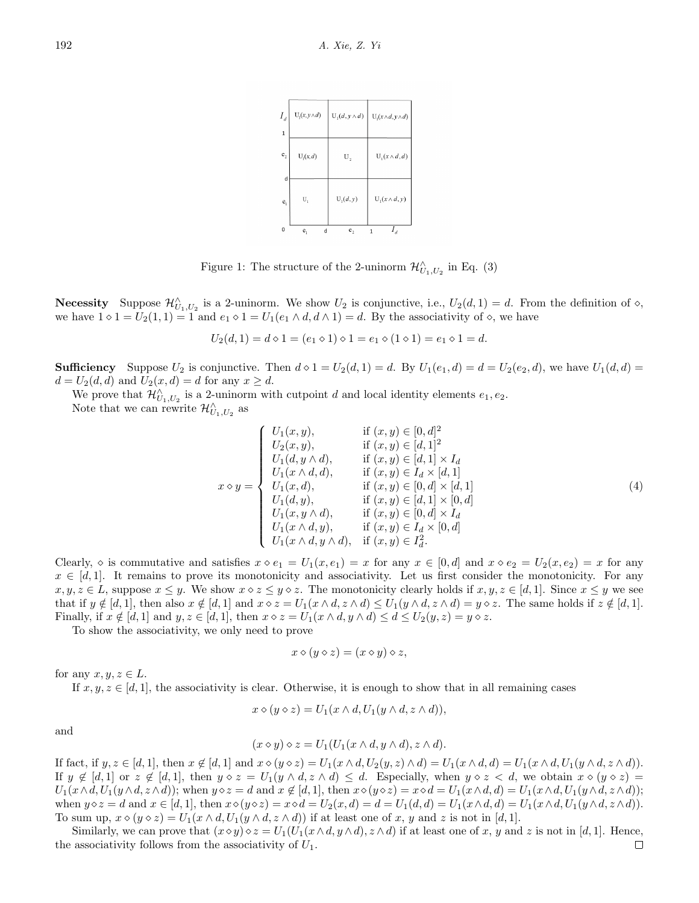Figure 1: The structure of the 2-uninorm $\mathcal{H}^{\wedge}_{U_1,U_2}$ in Eq. (3)

**Necessity** Suppose $\mathcal{H}^{\wedge}_{U_1,U_2}$ is a 2-uninorm. We show $U_2$ is conjunctive, i.e., $U_2(d,1) = d$. From the definition of $\diamond$, we have $1 \diamond 1 = U_2(1,1) = 1$ and $e_1 \diamond 1 = U_1(e_1 \wedge d, d \wedge 1) = d$. By the associativity of $\diamond$, we have

$$U_2(d,1) = d \diamond 1 = (e_1 \diamond 1) \diamond 1 = e_1 \diamond (1 \diamond 1) = e_1 \diamond 1 = d.$$

**Sufficiency** Suppose $U_2$ is conjunctive. Then $d \diamond 1 = U_2(d,1) = d$. By $U_1(e_1,d) = d = U_2(e_2,d)$, we have $U_1(d,d) = d = U_2(d,d)$ and $U_2(x,d) = d$ for any $x \geq d$.

We prove that $\mathcal{H}^{\wedge}_{U_1,U_2}$ is a 2-uninorm with cutpoint $d$ and local identity elements $e_1, e_2$.

Note that we can rewrite $\mathcal{H}^{\wedge}_{U_1,U_2}$ as

$$x \diamond y = \begin{cases} U_1(x,y), & \text{if } (x,y) \in [0,d]^2 \\ U_2(x,y), & \text{if } (x,y) \in [d,1]^2 \\ U_1(d, y \wedge d), & \text{if } (x,y) \in [d,1] \times I_d \\ U_1(x \wedge d, d), & \text{if } (x,y) \in I_d \times [d,1] \\ U_1(x,d), & \text{if } (x,y) \in [0,d] \times [d,1] \\ U_1(d,y), & \text{if } (x,y) \in [d,1] \times [0,d] \\ U_1(x, y \wedge d), & \text{if } (x,y) \in [0,d] \times I_d \\ U_1(x \wedge d, y), & \text{if } (x,y) \in I_d \times [0,d] \\ U_1(x \wedge d, y \wedge d), & \text{if } (x,y) \in I_d^2. \end{cases} \tag{4}$$

Clearly, $\diamond$ is commutative and satisfies $x \diamond e_1 = U_1(x, e_1) = x$ for any $x \in [0,d]$ and $x \diamond e_2 = U_2(x, e_2) = x$ for any $x \in [d,1]$. It remains to prove its monotonicity and associativity. Let us first consider the monotonicity. For any $x,y,z \in L$, suppose $x \leq y$. We show $x \diamond z \leq y \diamond z$. The monotonicity clearly holds if $x,y,z \in [d,1]$. Since $x \leq y$ we see that if $y \notin [d,1]$, then also $x \notin [d,1]$ and $x \diamond z = U_1(x \wedge d, z \wedge d) \leq U_1(y \wedge d, z \wedge d) = y \diamond z$. The same holds if $z \notin [d,1]$. Finally, if $x \notin [d,1]$ and $y,z \in [d,1]$, then $x \diamond z = U_1(x \wedge d, y \wedge d) \leq d \leq U_2(y,z) = y \diamond z$.

To show the associativity, we only need to prove

$$x \diamond (y \diamond z) = (x \diamond y) \diamond z,$$

for any $x,y,z \in L$.

If $x,y,z \in [d,1]$, the associativity is clear. Otherwise, it is enough to show that in all remaining cases

$$x \diamond (y \diamond z) = U_1(x \wedge d, U_1(y \wedge d, z \wedge d)),$$

and

$$(x \diamond y) \diamond z = U_1(U_1(x \wedge d, y \wedge d), z \wedge d).$$

If fact, if $y,z \in [d,1]$, then $x \notin [d,1]$ and $x \diamond (y \diamond z) = U_1(x \wedge d, U_2(y,z) \wedge d) = U_1(x \wedge d, d) = U_1(x \wedge d, U_1(y \wedge d, z \wedge d))$. If $y \notin [d,1]$ or $z \notin [d,1]$, then $y \diamond z = U_1(y \wedge d, z \wedge d) \leq d$. Especially, when $y \diamond z < d$, we obtain $x \diamond (y \diamond z) = U_1(x \wedge d, U_1(y \wedge d, z \wedge d))$; when $y \diamond z = d$ and $x \notin [d,1]$, then $x \diamond (y \diamond z) = x \diamond d = U_1(x \wedge d, d) = U_1(x \wedge d, U_1(y \wedge d, z \wedge d))$; when $y \diamond z = d$ and $x \in [d,1]$, then $x \diamond (y \diamond z) = x \diamond d = U_2(x,d) = d = U_1(d,d) = U_1(x \wedge d, d) = U_1(x \wedge d, U_1(y \wedge d, z \wedge d))$. To sum up, $x \diamond (y \diamond z) = U_1(x \wedge d, U_1(y \wedge d, z \wedge d))$ if at least one of $x$, $y$ and $z$ is not in $[d,1]$.

Similarly, we can prove that $(x \diamond y) \diamond z = U_1(U_1(x \wedge d, y \wedge d), z \wedge d)$ if at least one of $x$, $y$ and $z$ is not in $[d,1]$. Hence, the associativity follows from the associativity of $U_1$. □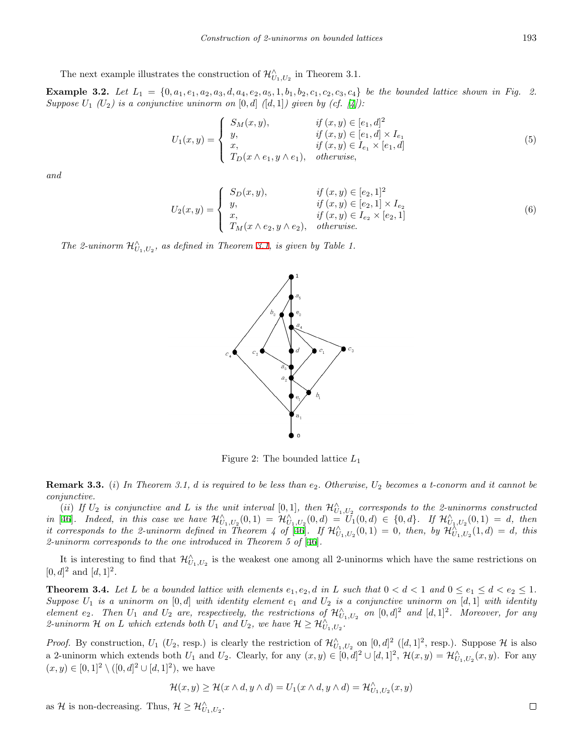The next example illustrates the construction of $\mathcal{H}^{\wedge}_{U_1,U_2}$ in Theorem 3.1.

**Example 3.2.** *Let $L_1 = \{0, a_1, e_1, a_2, a_3, d, a_4, e_2, a_5, 1, b_1, b_2, c_1, c_2, c_3, c_4\}$ be the bounded lattice shown in Fig. 2. Suppose $U_1$ ($U_2$) is a conjunctive uninorm on $[0,d]$ ($[d,1]$) given by (cf. [4]):*

$$U_1(x,y) = \begin{cases} S_M(x,y), & \text{if } (x,y) \in [e_1,d]^2 \\ y, & \text{if } (x,y) \in [e_1,d] \times I_{e_1} \\ x, & \text{if } (x,y) \in I_{e_1} \times [e_1,d] \\ T_D(x \wedge e_1, y \wedge e_1), & \text{otherwise,} \end{cases} \tag{5}$$

*and*

$$U_2(x,y) = \begin{cases} S_D(x,y), & \text{if } (x,y) \in [e_2,1]^2 \\ y, & \text{if } (x,y) \in [e_2,1] \times I_{e_2} \\ x, & \text{if } (x,y) \in I_{e_2} \times [e_2,1] \\ T_M(x \wedge e_2, y \wedge e_2), & \text{otherwise.} \end{cases} \tag{6}$$

*The 2-uninorm $\mathcal{H}^{\wedge}_{U_1,U_2}$, as defined in Theorem 3.1, is given by Table 1.*

Figure 2: The bounded lattice $L_1$

**Remark 3.3.** (*i*) *In Theorem 3.1, $d$ is required to be less than $e_2$. Otherwise, $U_2$ becomes a t-conorm and it cannot be conjunctive.*

(*ii*) *If $U_2$ is conjunctive and $L$ is the unit interval $[0,1]$, then $\mathcal{H}^{\wedge}_{U_1,U_2}$ corresponds to the 2-uninorms constructed in [46]. Indeed, in this case we have $\mathcal{H}^{\wedge}_{U_1,U_2}(0,1) = \mathcal{H}^{\wedge}_{U_1,U_2}(0,d) = U_1(0,d) \in \{0,d\}$. If $\mathcal{H}^{\wedge}_{U_1,U_2}(0,1) = d$, then it corresponds to the 2-uninorm defined in Theorem 4 of [46]. If $\mathcal{H}^{\wedge}_{U_1,U_2}(0,1) = 0$, then, by $\mathcal{H}^{\wedge}_{U_1,U_2}(1,d) = d$, this 2-uninorm corresponds to the one introduced in Theorem 5 of [46].*

It is interesting to find that $\mathcal{H}^{\wedge}_{U_1,U_2}$ is the weakest one among all 2-uninorms which have the same restrictions on $[0,d]^2$ and $[d,1]^2$.

**Theorem 3.4.** *Let $L$ be a bounded lattice with elements $e_1, e_2, d$ in $L$ such that $0 < d < 1$ and $0 \leq e_1 \leq d < e_2 \leq 1$. Suppose $U_1$ is a uninorm on $[0,d]$ with identity element $e_1$ and $U_2$ is a conjunctive uninorm on $[d,1]$ with identity element $e_2$. Then $U_1$ and $U_2$ are, respectively, the restrictions of $\mathcal{H}^{\wedge}_{U_1,U_2}$ on $[0,d]^2$ and $[d,1]^2$. Moreover, for any 2-uninorm $\mathcal{H}$ on $L$ which extends both $U_1$ and $U_2$, we have $\mathcal{H} \geq \mathcal{H}^{\wedge}_{U_1,U_2}$.*

*Proof.* By construction, $U_1$ ($U_2$, resp.) is clearly the restriction of $\mathcal{H}^{\wedge}_{U_1,U_2}$ on $[0,d]^2$ ($[d,1]^2$, resp.). Suppose $\mathcal{H}$ is also a 2-uninorm which extends both $U_1$ and $U_2$. Clearly, for any $(x,y) \in [0,d]^2 \cup [d,1]^2$, $\mathcal{H}(x,y) = \mathcal{H}^{\wedge}_{U_1,U_2}(x,y)$. For any $(x,y) \in [0,1]^2 \setminus ([0,d]^2 \cup [d,1]^2)$, we have

$$\mathcal{H}(x,y) \geq \mathcal{H}(x \wedge d, y \wedge d) = U_1(x \wedge d, y \wedge d) = \mathcal{H}^{\wedge}_{U_1,U_2}(x,y)$$

as $\mathcal{H}$ is non-decreasing. Thus, $\mathcal{H} \geq \mathcal{H}^{\wedge}_{U_1,U_2}$. □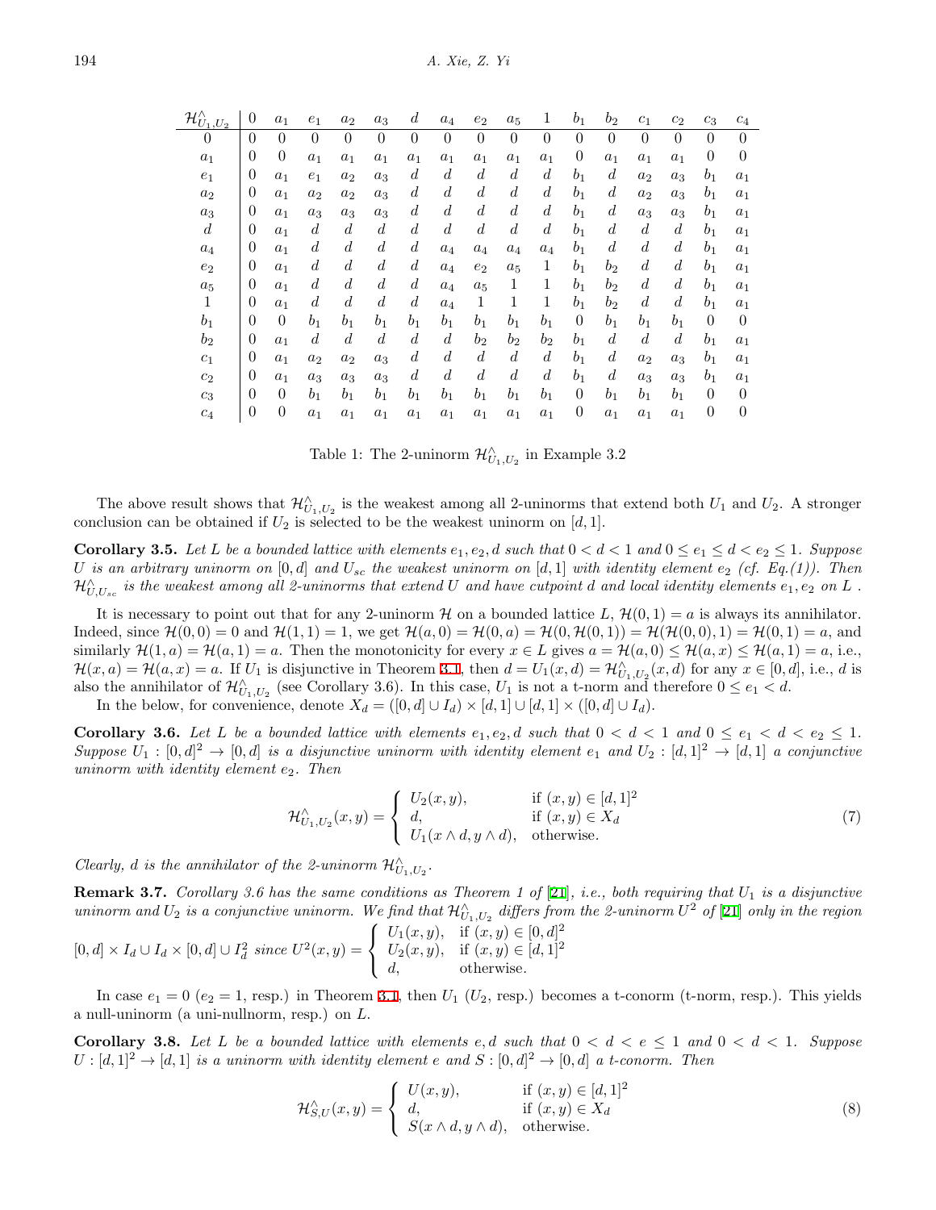| $\mathcal{H}^{\wedge}_{U_1,U_2}$ | $0$ | $a_1$ | $e_1$ | $a_2$ | $a_3$ | $d$ | $a_4$ | $e_2$ | $a_5$ | $1$ | $b_1$ | $b_2$ | $c_1$ | $c_2$ | $c_3$ | $c_4$ |
|---|---|---|---|---|---|---|---|---|---|---|---|---|---|---|---|---|
| $0$ | $0$ | $0$ | $0$ | $0$ | $0$ | $0$ | $0$ | $0$ | $0$ | $0$ | $0$ | $0$ | $0$ | $0$ | $0$ | $0$ |
| $a_1$ | $0$ | $0$ | $a_1$ | $a_1$ | $a_1$ | $a_1$ | $a_1$ | $a_1$ | $a_1$ | $a_1$ | $0$ | $a_1$ | $a_1$ | $a_1$ | $0$ | $0$ |
| $e_1$ | $0$ | $a_1$ | $e_1$ | $a_2$ | $a_3$ | $d$ | $d$ | $d$ | $d$ | $d$ | $b_1$ | $d$ | $a_2$ | $a_3$ | $b_1$ | $a_1$ |
| $a_2$ | $0$ | $a_1$ | $a_2$ | $a_2$ | $a_3$ | $d$ | $d$ | $d$ | $d$ | $d$ | $b_1$ | $d$ | $a_2$ | $a_3$ | $b_1$ | $a_1$ |
| $a_3$ | $0$ | $a_1$ | $a_3$ | $a_3$ | $a_3$ | $d$ | $d$ | $d$ | $d$ | $d$ | $b_1$ | $d$ | $a_3$ | $a_3$ | $b_1$ | $a_1$ |
| $d$ | $0$ | $a_1$ | $d$ | $d$ | $d$ | $d$ | $d$ | $d$ | $d$ | $d$ | $b_1$ | $d$ | $d$ | $d$ | $b_1$ | $a_1$ |
| $a_4$ | $0$ | $a_1$ | $d$ | $d$ | $d$ | $d$ | $a_4$ | $a_4$ | $a_4$ | $a_4$ | $b_1$ | $d$ | $d$ | $d$ | $b_1$ | $a_1$ |
| $e_2$ | $0$ | $a_1$ | $d$ | $d$ | $d$ | $d$ | $a_4$ | $e_2$ | $a_5$ | $1$ | $b_1$ | $b_2$ | $d$ | $d$ | $b_1$ | $a_1$ |
| $a_5$ | $0$ | $a_1$ | $d$ | $d$ | $d$ | $d$ | $a_4$ | $a_5$ | $1$ | $1$ | $b_1$ | $b_2$ | $d$ | $d$ | $b_1$ | $a_1$ |
| $1$ | $0$ | $a_1$ | $d$ | $d$ | $d$ | $d$ | $a_4$ | $1$ | $1$ | $1$ | $b_1$ | $b_2$ | $d$ | $d$ | $b_1$ | $a_1$ |
| $b_1$ | $0$ | $0$ | $b_1$ | $b_1$ | $b_1$ | $b_1$ | $b_1$ | $b_1$ | $b_1$ | $b_1$ | $0$ | $b_1$ | $b_1$ | $b_1$ | $0$ | $0$ |
| $b_2$ | $0$ | $a_1$ | $d$ | $d$ | $d$ | $d$ | $d$ | $b_2$ | $b_2$ | $b_2$ | $b_1$ | $d$ | $d$ | $d$ | $b_1$ | $a_1$ |
| $c_1$ | $0$ | $a_1$ | $a_2$ | $a_2$ | $a_3$ | $d$ | $d$ | $d$ | $d$ | $d$ | $b_1$ | $d$ | $a_2$ | $a_3$ | $b_1$ | $a_1$ |
| $c_2$ | $0$ | $a_1$ | $a_3$ | $a_3$ | $a_3$ | $d$ | $d$ | $d$ | $d$ | $d$ | $b_1$ | $d$ | $a_3$ | $a_3$ | $b_1$ | $a_1$ |
| $c_3$ | $0$ | $0$ | $b_1$ | $b_1$ | $b_1$ | $b_1$ | $b_1$ | $b_1$ | $b_1$ | $b_1$ | $0$ | $b_1$ | $b_1$ | $b_1$ | $0$ | $0$ |
| $c_4$ | $0$ | $0$ | $a_1$ | $a_1$ | $a_1$ | $a_1$ | $a_1$ | $a_1$ | $a_1$ | $a_1$ | $0$ | $a_1$ | $a_1$ | $a_1$ | $0$ | $0$ |

Table 1: The 2-uninorm $\mathcal{H}^{\wedge}_{U_1,U_2}$ in Example 3.2

The above result shows that $\mathcal{H}^{\wedge}_{U_1,U_2}$ is the weakest among all 2-uninorms that extend both $U_1$ and $U_2$. A stronger conclusion can be obtained if $U_2$ is selected to be the weakest uninorm on $[d, 1]$.

**Corollary 3.5.** *Let $L$ be a bounded lattice with elements $e_1, e_2, d$ such that $0 < d < 1$ and $0 \leq e_1 \leq d < e_2 \leq 1$. Suppose $U$ is an arbitrary uninorm on $[0, d]$ and $U_{sc}$ the weakest uninorm on $[d, 1]$ with identity element $e_2$ (cf. Eq.(1)). Then $\mathcal{H}^{\wedge}_{U,U_{sc}}$ is the weakest among all 2-uninorms that extend $U$ and have cutpoint $d$ and local identity elements $e_1, e_2$ on $L$ .*

It is necessary to point out that for any 2-uninorm $\mathcal{H}$ on a bounded lattice $L$, $\mathcal{H}(0, 1) = a$ is always its annihilator. Indeed, since $\mathcal{H}(0, 0) = 0$ and $\mathcal{H}(1, 1) = 1$, we get $\mathcal{H}(a, 0) = \mathcal{H}(0, a) = \mathcal{H}(0, \mathcal{H}(0, 1)) = \mathcal{H}(\mathcal{H}(0, 0), 1) = \mathcal{H}(0, 1) = a$, and similarly $\mathcal{H}(1, a) = \mathcal{H}(a, 1) = a$. Then the monotonicity for every $x \in L$ gives $a = \mathcal{H}(a, 0) \leq \mathcal{H}(a, x) \leq \mathcal{H}(a, 1) = a$, i.e., $\mathcal{H}(x, a) = \mathcal{H}(a, x) = a$. If $U_1$ is disjunctive in Theorem 3.1, then $d = U_1(x, d) = \mathcal{H}^{\wedge}_{U_1,U_2}(x, d)$ for any $x \in [0, d]$, i.e., $d$ is also the annihilator of $\mathcal{H}^{\wedge}_{U_1,U_2}$ (see Corollary 3.6). In this case, $U_1$ is not a t-norm and therefore $0 \leq e_1 < d$.

In the below, for convenience, denote $X_d = ([0, d] \cup I_d) \times [d, 1] \cup [d, 1] \times ([0, d] \cup I_d)$.

**Corollary 3.6.** *Let $L$ be a bounded lattice with elements $e_1, e_2, d$ such that $0 < d < 1$ and $0 \leq e_1 < d < e_2 \leq 1$. Suppose $U_1 : [0, d]^2 \to [0, d]$ is a disjunctive uninorm with identity element $e_1$ and $U_2 : [d, 1]^2 \to [d, 1]$ a conjunctive uninorm with identity element $e_2$. Then*

$$\mathcal{H}^{\wedge}_{U_1,U_2}(x, y) = \begin{cases} U_2(x, y), & \text{if } (x, y) \in [d, 1]^2 \\ d, & \text{if } (x, y) \in X_d \\ U_1(x \wedge d, y \wedge d), & \text{otherwise.} \end{cases} \tag{7}$$

*Clearly, $d$ is the annihilator of the 2-uninorm $\mathcal{H}^{\wedge}_{U_1,U_2}$.*

**Remark 3.7.** *Corollary 3.6 has the same conditions as Theorem 1 of [21], i.e., both requiring that $U_1$ is a disjunctive uninorm and $U_2$ is a conjunctive uninorm. We find that $\mathcal{H}^{\wedge}_{U_1,U_2}$ differs from the 2-uninorm $U^2$ of [21] only in the region $[0, d] \times I_d \cup I_d \times [0, d] \cup I_d^2$ since* $U^2(x, y) = \begin{cases} U_1(x, y), & \text{if } (x, y) \in [0, d]^2 \\ U_2(x, y), & \text{if } (x, y) \in [d, 1]^2 \\ d, & \text{otherwise.} \end{cases}$

In case $e_1 = 0$ ($e_2 = 1$, resp.) in Theorem 3.1, then $U_1$ ($U_2$, resp.) becomes a t-conorm (t-norm, resp.). This yields a null-uninorm (a uni-nullnorm, resp.) on $L$.

**Corollary 3.8.** *Let $L$ be a bounded lattice with elements $e, d$ such that $0 < d < e \leq 1$ and $0 < d < 1$. Suppose $U : [d, 1]^2 \to [d, 1]$ is a uninorm with identity element $e$ and $S : [0, d]^2 \to [0, d]$ a t-conorm. Then*

$$\mathcal{H}^{\wedge}_{S,U}(x, y) = \begin{cases} U(x, y), & \text{if } (x, y) \in [d, 1]^2 \\ d, & \text{if } (x, y) \in X_d \\ S(x \wedge d, y \wedge d), & \text{otherwise.} \end{cases} \tag{8}$$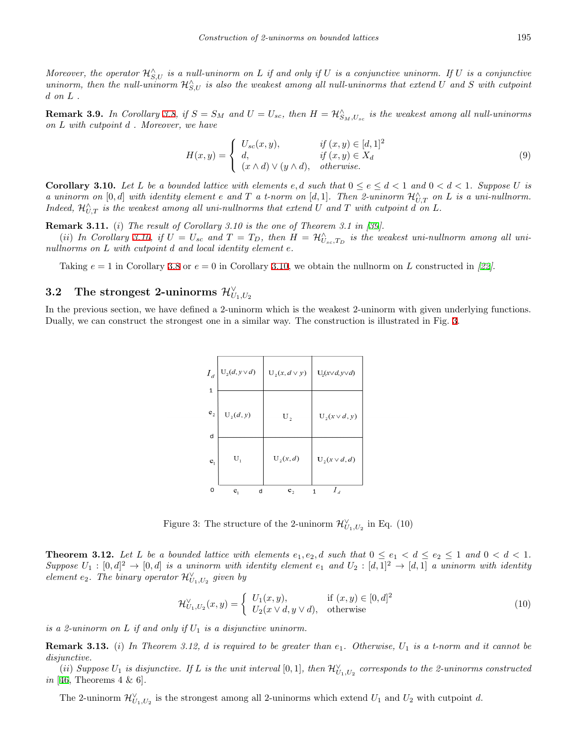*Moreover, the operator $\mathcal{H}^{\wedge}_{S,U}$ is a null-uninorm on $L$ if and only if $U$ is a conjunctive uninorm. If $U$ is a conjunctive uninorm, then the null-uninorm $\mathcal{H}^{\wedge}_{S,U}$ is also the weakest among all null-uninorms that extend $U$ and $S$ with cutpoint $d$ on $L$ .*

**Remark 3.9.** *In Corollary 3.8, if $S = S_M$ and $U = U_{sc}$, then $H = \mathcal{H}^{\wedge}_{S_M,U_{sc}}$ is the weakest among all null-uninorms on $L$ with cutpoint $d$ . Moreover, we have*

$$H(x,y) = \begin{cases} U_{sc}(x,y), & \text{if } (x,y) \in [d,1]^2 \\ d, & \text{if } (x,y) \in X_d \\ (x \wedge d) \vee (y \wedge d), & \text{otherwise.} \end{cases} \tag{9}$$

**Corollary 3.10.** *Let $L$ be a bounded lattice with elements $e, d$ such that $0 \leq e \leq d < 1$ and $0 < d < 1$. Suppose $U$ is a uninorm on $[0,d]$ with identity element $e$ and $T$ a t-norm on $[d,1]$. Then 2-uninorm $\mathcal{H}^{\wedge}_{U,T}$ on $L$ is a uni-nullnorm. Indeed, $\mathcal{H}^{\wedge}_{U,T}$ is the weakest among all uni-nullnorms that extend $U$ and $T$ with cutpoint $d$ on $L$.*

**Remark 3.11.** (*i*) *The result of Corollary 3.10 is the one of Theorem 3.1 in [39].*

(*ii*) *In Corollary 3.10, if $U = U_{sc}$ and $T = T_D$, then $H = \mathcal{H}^{\wedge}_{U_{sc},T_D}$ is the weakest uni-nullnorm among all uni-nullnorms on $L$ with cutpoint $d$ and local identity element $e$.*

Taking $e = 1$ in Corollary 3.8 or $e = 0$ in Corollary 3.10, we obtain the nullnorm on $L$ constructed in [22].

## 3.2 The strongest 2-uninorms $\mathcal{H}^{\vee}_{U_1,U_2}$

In the previous section, we have defined a 2-uninorm which is the weakest 2-uninorm with given underlying functions. Dually, we can construct the strongest one in a similar way. The construction is illustrated in Fig. 3.

| $I_d$ | $U_2(d, y \vee d)$ | $U_2(x, d \vee y)$ | $U_2(x \vee d, y \vee d)$ |
|---|---|---|---|
| $e_2$ | $U_2(d, y)$ | $U_2$ | $U_2(x \vee d, y)$ |
| $e_1$ | $U_1$ | $U_2(x, d)$ | $U_2(x \vee d, d)$ |
| 0 | $e_1$ (d) | $e_2$ (1) | $I_d$ |

Figure 3: The structure of the 2-uninorm $\mathcal{H}^{\vee}_{U_1,U_2}$ in Eq. (10)

**Theorem 3.12.** *Let $L$ be a bounded lattice with elements $e_1, e_2, d$ such that $0 \leq e_1 < d \leq e_2 \leq 1$ and $0 < d < 1$. Suppose $U_1 : [0,d]^2 \to [0,d]$ is a uninorm with identity element $e_1$ and $U_2 : [d,1]^2 \to [d,1]$ a uninorm with identity element $e_2$. The binary operator $\mathcal{H}^{\vee}_{U_1,U_2}$ given by*

$$\mathcal{H}^{\vee}_{U_1,U_2}(x,y) = \begin{cases} U_1(x,y), & \text{if } (x,y) \in [0,d]^2 \\ U_2(x \vee d, y \vee d), & \text{otherwise} \end{cases} \tag{10}$$

*is a 2-uninorm on $L$ if and only if $U_1$ is a disjunctive uninorm.*

**Remark 3.13.** (*i*) *In Theorem 3.12, $d$ is required to be greater than $e_1$. Otherwise, $U_1$ is a t-norm and it cannot be disjunctive.*

(*ii*) *Suppose $U_1$ is disjunctive. If $L$ is the unit interval $[0,1]$, then $\mathcal{H}^{\vee}_{U_1,U_2}$ corresponds to the 2-uninorms constructed in* [46, Theorems 4 & 6].

The 2-uninorm $\mathcal{H}^{\vee}_{U_1,U_2}$ is the strongest among all 2-uninorms which extend $U_1$ and $U_2$ with cutpoint $d$.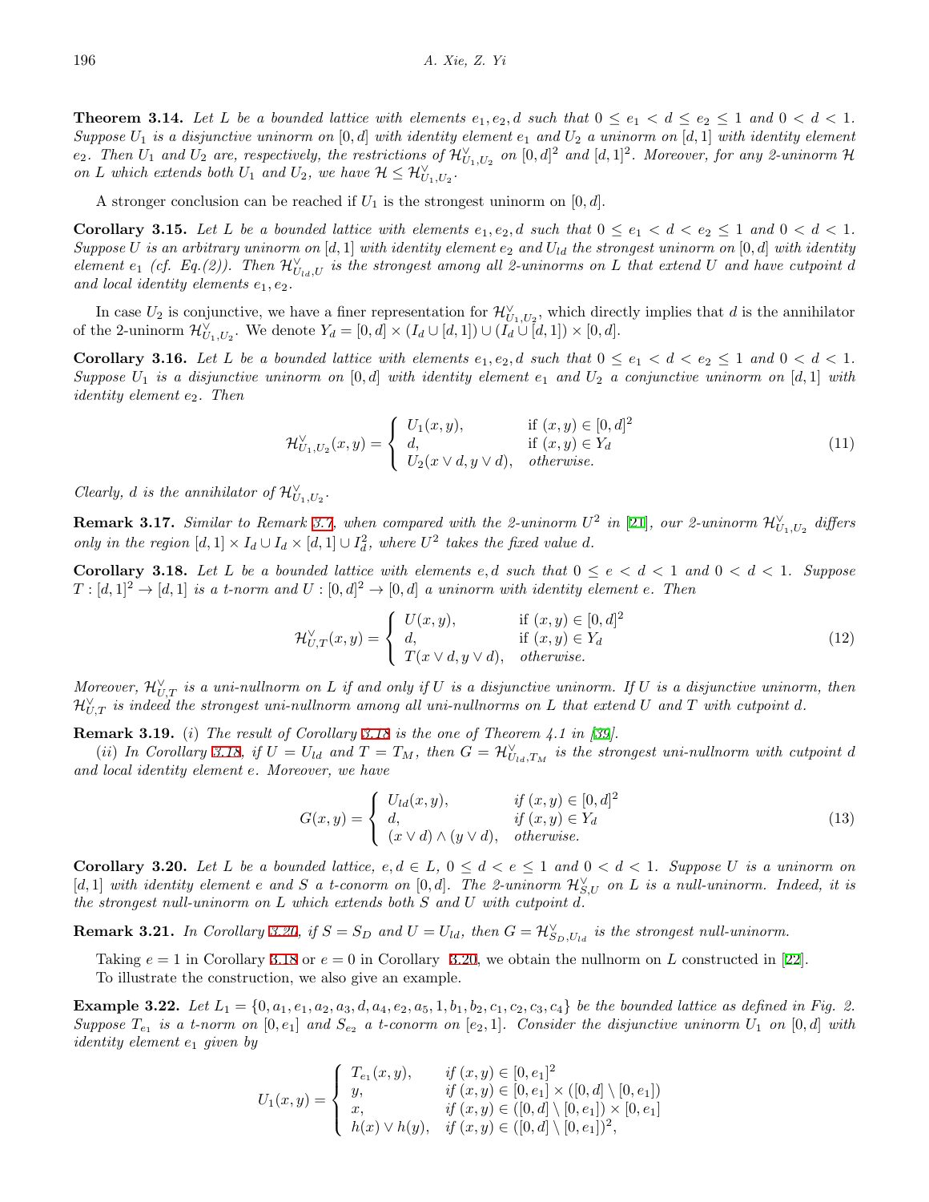**Theorem 3.14.** *Let $L$ be a bounded lattice with elements $e_1, e_2, d$ such that $0 \leq e_1 < d \leq e_2 \leq 1$ and $0 < d < 1$. Suppose $U_1$ is a disjunctive uninorm on $[0, d]$ with identity element $e_1$ and $U_2$ a uninorm on $[d, 1]$ with identity element $e_2$. Then $U_1$ and $U_2$ are, respectively, the restrictions of $\mathcal{H}^{\vee}_{U_1,U_2}$ on $[0, d]^2$ and $[d, 1]^2$. Moreover, for any 2-uninorm $\mathcal{H}$ on $L$ which extends both $U_1$ and $U_2$, we have $\mathcal{H} \leq \mathcal{H}^{\vee}_{U_1,U_2}$.*

A stronger conclusion can be reached if $U_1$ is the strongest uninorm on $[0, d]$.

**Corollary 3.15.** *Let $L$ be a bounded lattice with elements $e_1, e_2, d$ such that $0 \leq e_1 < d < e_2 \leq 1$ and $0 < d < 1$. Suppose $U$ is an arbitrary uninorm on $[d, 1]$ with identity element $e_2$ and $U_{ld}$ the strongest uninorm on $[0, d]$ with identity element $e_1$ (cf. Eq.(2)). Then $\mathcal{H}^{\vee}_{U_{ld},U}$ is the strongest among all 2-uninorms on $L$ that extend $U$ and have cutpoint $d$ and local identity elements $e_1, e_2$.*

In case $U_2$ is conjunctive, we have a finer representation for $\mathcal{H}^{\vee}_{U_1,U_2}$, which directly implies that $d$ is the annihilator of the 2-uninorm $\mathcal{H}^{\vee}_{U_1,U_2}$. We denote $Y_d = [0, d] \times (I_d \cup [d, 1]) \cup (I_d \cup [d, 1]) \times [0, d]$.

**Corollary 3.16.** *Let $L$ be a bounded lattice with elements $e_1, e_2, d$ such that $0 \leq e_1 < d < e_2 \leq 1$ and $0 < d < 1$. Suppose $U_1$ is a disjunctive uninorm on $[0, d]$ with identity element $e_1$ and $U_2$ a conjunctive uninorm on $[d, 1]$ with identity element $e_2$. Then*

$$\mathcal{H}^{\vee}_{U_1,U_2}(x, y) = \begin{cases} U_1(x, y), & \text{if } (x, y) \in [0, d]^2 \\ d, & \text{if } (x, y) \in Y_d \\ U_2(x \vee d, y \vee d), & \text{otherwise.} \end{cases} \tag{11}$$

*Clearly, $d$ is the annihilator of $\mathcal{H}^{\vee}_{U_1,U_2}$.*

**Remark 3.17.** *Similar to Remark 3.7, when compared with the 2-uninorm $U^2$ in [21], our 2-uninorm $\mathcal{H}^{\vee}_{U_1,U_2}$ differs only in the region $[d, 1] \times I_d \cup I_d \times [d, 1] \cup I_d^2$, where $U^2$ takes the fixed value $d$.*

**Corollary 3.18.** *Let $L$ be a bounded lattice with elements $e, d$ such that $0 \leq e < d < 1$ and $0 < d < 1$. Suppose $T : [d, 1]^2 \to [d, 1]$ is a t-norm and $U : [0, d]^2 \to [0, d]$ a uninorm with identity element $e$. Then*

$$\mathcal{H}^{\vee}_{U,T}(x, y) = \begin{cases} U(x, y), & \text{if } (x, y) \in [0, d]^2 \\ d, & \text{if } (x, y) \in Y_d \\ T(x \vee d, y \vee d), & \text{otherwise.} \end{cases} \tag{12}$$

*Moreover, $\mathcal{H}^{\vee}_{U,T}$ is a uni-nullnorm on $L$ if and only if $U$ is a disjunctive uninorm. If $U$ is a disjunctive uninorm, then $\mathcal{H}^{\vee}_{U,T}$ is indeed the strongest uni-nullnorm among all uni-nullnorms on $L$ that extend $U$ and $T$ with cutpoint $d$.*

**Remark 3.19.** (*i*) *The result of Corollary 3.18 is the one of Theorem 4.1 in [39].*

(*ii*) *In Corollary 3.18, if $U = U_{ld}$ and $T = T_M$, then $G = \mathcal{H}^{\vee}_{U_{ld},T_M}$ is the strongest uni-nullnorm with cutpoint $d$ and local identity element $e$. Moreover, we have*

$$G(x, y) = \begin{cases} U_{ld}(x, y), & \text{if } (x, y) \in [0, d]^2 \\ d, & \text{if } (x, y) \in Y_d \\ (x \vee d) \wedge (y \vee d), & \text{otherwise.} \end{cases} \tag{13}$$

**Corollary 3.20.** *Let $L$ be a bounded lattice, $e, d \in L$, $0 \leq d < e \leq 1$ and $0 < d < 1$. Suppose $U$ is a uninorm on $[d, 1]$ with identity element $e$ and $S$ a t-conorm on $[0, d]$. The 2-uninorm $\mathcal{H}^{\vee}_{S,U}$ on $L$ is a null-uninorm. Indeed, it is the strongest null-uninorm on $L$ which extends both $S$ and $U$ with cutpoint $d$.*

**Remark 3.21.** *In Corollary 3.20, if $S = S_D$ and $U = U_{ld}$, then $G = \mathcal{H}^{\vee}_{S_D,U_{ld}}$ is the strongest null-uninorm.*

Taking $e = 1$ in Corollary 3.18 or $e = 0$ in Corollary 3.20, we obtain the nullnorm on $L$ constructed in [22].

To illustrate the construction, we also give an example.

**Example 3.22.** *Let $L_1 = \{0, a_1, e_1, a_2, a_3, d, a_4, e_2, a_5, 1, b_1, b_2, c_1, c_2, c_3, c_4\}$ be the bounded lattice as defined in Fig. 2. Suppose $T_{e_1}$ is a t-norm on $[0, e_1]$ and $S_{e_2}$ a t-conorm on $[e_2, 1]$. Consider the disjunctive uninorm $U_1$ on $[0, d]$ with identity element $e_1$ given by*

$$U_1(x, y) = \begin{cases} T_{e_1}(x, y), & \text{if } (x, y) \in [0, e_1]^2 \\ y, & \text{if } (x, y) \in [0, e_1] \times ([0, d] \setminus [0, e_1]) \\ x, & \text{if } (x, y) \in ([0, d] \setminus [0, e_1]) \times [0, e_1] \\ h(x) \vee h(y), & \text{if } (x, y) \in ([0, d] \setminus [0, e_1])^2, \end{cases}$$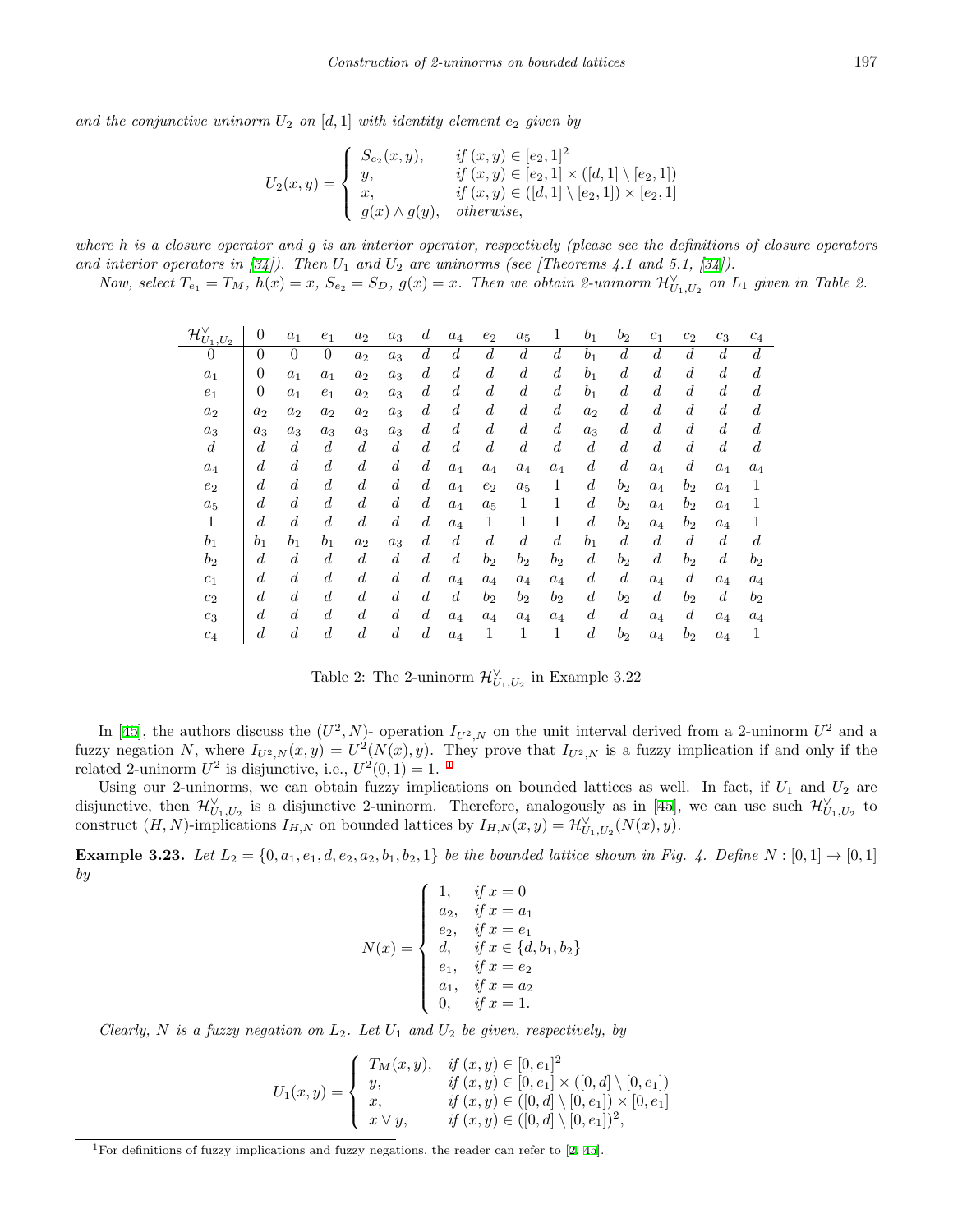*and the conjunctive uninorm $U_2$ on $[d,1]$ with identity element $e_2$ given by*

$$U_2(x,y) = \begin{cases} S_{e_2}(x,y), & \text{if } (x,y) \in [e_2,1]^2 \\ y, & \text{if } (x,y) \in [e_2,1] \times ([d,1] \setminus [e_2,1]) \\ x, & \text{if } (x,y) \in ([d,1] \setminus [e_2,1)) \times [e_2,1] \\ g(x) \wedge g(y), & \text{otherwise,} \end{cases}$$

*where $h$ is a closure operator and $g$ is an interior operator, respectively (please see the definitions of closure operators and interior operators in [34]). Then $U_1$ and $U_2$ are uninorms (see [Theorems 4.1 and 5.1, [34]).*

*Now, select $T_{e_1} = T_M$, $h(x) = x$, $S_{e_2} = S_D$, $g(x) = x$. Then we obtain 2-uninorm $\mathcal{H}^{\vee}_{U_1,U_2}$ on $L_1$ given in Table 2.*

| $\mathcal{H}^{\vee}_{U_1,U_2}$ | $0$ | $a_1$ | $e_1$ | $a_2$ | $a_3$ | $d$ | $a_4$ | $e_2$ | $a_5$ | $1$ | $b_1$ | $b_2$ | $c_1$ | $c_2$ | $c_3$ | $c_4$ |
|---|---|---|---|---|---|---|---|---|---|---|---|---|---|---|---|---|
| $0$ | $0$ | $0$ | $0$ | $a_2$ | $a_3$ | $d$ | $d$ | $d$ | $d$ | $d$ | $b_1$ | $d$ | $d$ | $d$ | $d$ | $d$ |
| $a_1$ | $0$ | $a_1$ | $a_1$ | $a_2$ | $a_3$ | $d$ | $d$ | $d$ | $d$ | $d$ | $b_1$ | $d$ | $d$ | $d$ | $d$ | $d$ |
| $e_1$ | $0$ | $a_1$ | $e_1$ | $a_2$ | $a_3$ | $d$ | $d$ | $d$ | $d$ | $d$ | $b_1$ | $d$ | $d$ | $d$ | $d$ | $d$ |
| $a_2$ | $a_2$ | $a_2$ | $a_2$ | $a_2$ | $a_3$ | $d$ | $d$ | $d$ | $d$ | $d$ | $a_2$ | $d$ | $d$ | $d$ | $d$ | $d$ |
| $a_3$ | $a_3$ | $a_3$ | $a_3$ | $a_3$ | $a_3$ | $d$ | $d$ | $d$ | $d$ | $d$ | $a_3$ | $d$ | $d$ | $d$ | $d$ | $d$ |
| $d$ | $d$ | $d$ | $d$ | $d$ | $d$ | $d$ | $d$ | $d$ | $d$ | $d$ | $d$ | $d$ | $d$ | $d$ | $d$ | $d$ |
| $a_4$ | $d$ | $d$ | $d$ | $d$ | $d$ | $d$ | $a_4$ | $a_4$ | $a_4$ | $a_4$ | $d$ | $d$ | $a_4$ | $d$ | $a_4$ | $a_4$ |
| $e_2$ | $d$ | $d$ | $d$ | $d$ | $d$ | $d$ | $a_4$ | $e_2$ | $a_5$ | $1$ | $d$ | $b_2$ | $a_4$ | $b_2$ | $a_4$ | $1$ |
| $a_5$ | $d$ | $d$ | $d$ | $d$ | $d$ | $d$ | $a_4$ | $a_5$ | $1$ | $1$ | $d$ | $b_2$ | $a_4$ | $b_2$ | $a_4$ | $1$ |
| $1$ | $d$ | $d$ | $d$ | $d$ | $d$ | $d$ | $a_4$ | $1$ | $1$ | $1$ | $d$ | $b_2$ | $a_4$ | $b_2$ | $a_4$ | $1$ |
| $b_1$ | $b_1$ | $b_1$ | $b_1$ | $a_2$ | $a_3$ | $d$ | $d$ | $d$ | $d$ | $d$ | $b_1$ | $d$ | $d$ | $d$ | $d$ | $d$ |
| $b_2$ | $d$ | $d$ | $d$ | $d$ | $d$ | $d$ | $d$ | $b_2$ | $b_2$ | $b_2$ | $d$ | $b_2$ | $d$ | $b_2$ | $d$ | $b_2$ |
| $c_1$ | $d$ | $d$ | $d$ | $d$ | $d$ | $d$ | $a_4$ | $a_4$ | $a_4$ | $a_4$ | $d$ | $d$ | $a_4$ | $d$ | $a_4$ | $a_4$ |
| $c_2$ | $d$ | $d$ | $d$ | $d$ | $d$ | $d$ | $d$ | $b_2$ | $b_2$ | $b_2$ | $d$ | $b_2$ | $d$ | $b_2$ | $d$ | $b_2$ |
| $c_3$ | $d$ | $d$ | $d$ | $d$ | $d$ | $d$ | $a_4$ | $a_4$ | $a_4$ | $a_4$ | $d$ | $d$ | $a_4$ | $d$ | $a_4$ | $a_4$ |
| $c_4$ | $d$ | $d$ | $d$ | $d$ | $d$ | $d$ | $a_4$ | $1$ | $1$ | $1$ | $d$ | $b_2$ | $a_4$ | $b_2$ | $a_4$ | $1$ |

Table 2: The 2-uninorm $\mathcal{H}^{\vee}_{U_1,U_2}$ in Example 3.22

In [45], the authors discuss the $(U^2,N)$- operation $I_{U^2,N}$ on the unit interval derived from a 2-uninorm $U^2$ and a fuzzy negation $N$, where $I_{U^2,N}(x,y) = U^2(N(x),y)$. They prove that $I_{U^2,N}$ is a fuzzy implication if and only if the related 2-uninorm $U^2$ is disjunctive, i.e., $U^2(0,1) = 1$. [1]

Using our 2-uninorms, we can obtain fuzzy implications on bounded lattices as well. In fact, if $U_1$ and $U_2$ are disjunctive, then $\mathcal{H}^{\vee}_{U_1,U_2}$ is a disjunctive 2-uninorm. Therefore, analogously as in [45], we can use such $\mathcal{H}^{\vee}_{U_1,U_2}$ to construct $(H,N)$-implications $I_{H,N}$ on bounded lattices by $I_{H,N}(x,y) = \mathcal{H}^{\vee}_{U_1,U_2}(N(x),y)$.

**Example 3.23.** *Let $L_2 = \{0, a_1, e_1, d, e_2, a_2, b_1, b_2, 1\}$ be the bounded lattice shown in Fig. 4. Define $N : [0,1] \to [0,1]$ by*

$$N(x) = \begin{cases} 1, & \text{if } x = 0 \\ a_2, & \text{if } x = a_1 \\ e_2, & \text{if } x = e_1 \\ d, & \text{if } x \in \{d, b_1, b_2\} \\ e_1, & \text{if } x = e_2 \\ a_1, & \text{if } x = a_2 \\ 0, & \text{if } x = 1. \end{cases}$$

*Clearly, $N$ is a fuzzy negation on $L_2$. Let $U_1$ and $U_2$ be given, respectively, by*

$$U_1(x,y) = \begin{cases} T_M(x,y), & \text{if } (x,y) \in [0,e_1]^2 \\ y, & \text{if } (x,y) \in [0,e_1] \times ([0,d] \setminus [0,e_1]) \\ x, & \text{if } (x,y) \in ([0,d] \setminus [0,e_1]) \times [0,e_1] \\ x \vee y, & \text{if } (x,y) \in ([0,d] \setminus [0,e_1])^2, \end{cases}$$

[1] For definitions of fuzzy implications and fuzzy negations, the reader can refer to [2, 45].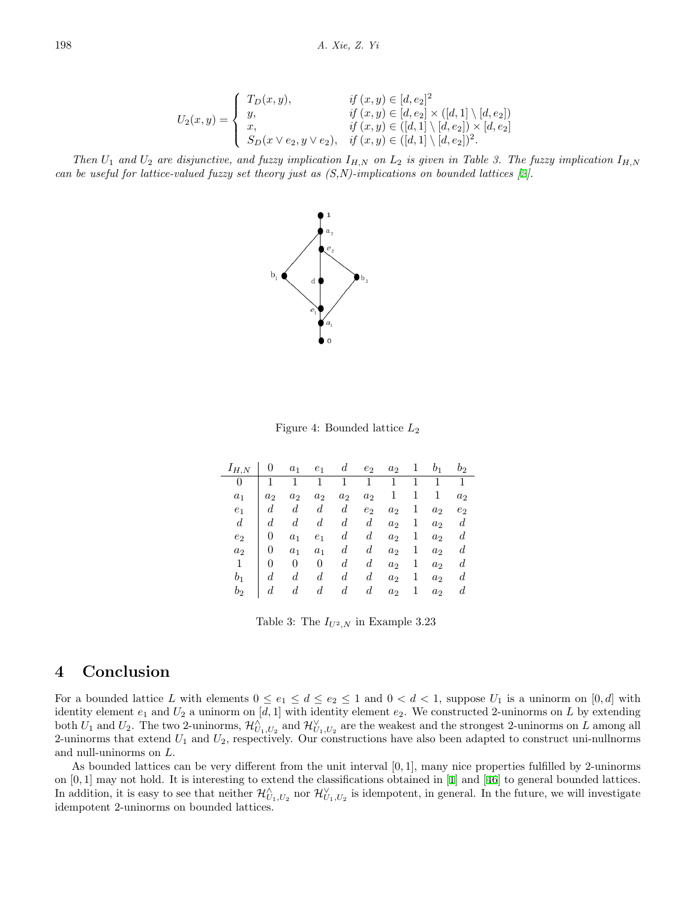$$
U_2(x,y) = \begin{cases} T_D(x,y), & \text{if } (x,y) \in [d,e_2]^2 \\ y, & \text{if } (x,y) \in [d,e_2] \times ([d,1] \setminus [d,e_2]) \\ x, & \text{if } (x,y) \in ([d,1] \setminus [d,e_2]) \times [d,e_2] \\ S_D(x \vee e_2, y \vee e_2), & \text{if } (x,y) \in ([d,1] \setminus [d,e_2])^2. \end{cases}
$$

*Then $U_1$ and $U_2$ are disjunctive, and fuzzy implication $I_{H,N}$ on $L_2$ is given in Table 3. The fuzzy implication $I_{H,N}$ can be useful for lattice-valued fuzzy set theory just as (S,N)-implications on bounded lattices [2].*

Figure 4: Bounded lattice $L_2$

| $I_{H,N}$ | $0$ | $a_1$ | $e_1$ | $d$ | $e_2$ | $a_2$ | $1$ | $b_1$ | $b_2$ |
|---|---|---|---|---|---|---|---|---|---|
| $0$ | $1$ | $1$ | $1$ | $1$ | $1$ | $1$ | $1$ | $1$ | $1$ |
| $a_1$ | $a_2$ | $a_2$ | $a_2$ | $a_2$ | $a_2$ | $1$ | $1$ | $1$ | $a_2$ |
| $e_1$ | $d$ | $d$ | $d$ | $d$ | $e_2$ | $a_2$ | $1$ | $a_2$ | $e_2$ |
| $d$ | $d$ | $d$ | $d$ | $d$ | $d$ | $a_2$ | $1$ | $a_2$ | $d$ |
| $e_2$ | $0$ | $a_1$ | $e_1$ | $d$ | $d$ | $a_2$ | $1$ | $a_2$ | $d$ |
| $a_2$ | $0$ | $a_1$ | $a_1$ | $d$ | $d$ | $a_2$ | $1$ | $a_2$ | $d$ |
| $1$ | $0$ | $0$ | $0$ | $d$ | $d$ | $a_2$ | $1$ | $a_2$ | $d$ |
| $b_1$ | $d$ | $d$ | $d$ | $d$ | $d$ | $a_2$ | $1$ | $a_2$ | $d$ |
| $b_2$ | $d$ | $d$ | $d$ | $d$ | $d$ | $a_2$ | $1$ | $a_2$ | $d$ |

Table 3: The $I_{U^2,N}$ in Example 3.23

# 4 Conclusion

For a bounded lattice $L$ with elements $0 \leq e_1 \leq d \leq e_2 \leq 1$ and $0 < d < 1$, suppose $U_1$ is a uninorm on $[0,d]$ with identity element $e_1$ and $U_2$ a uninorm on $[d,1]$ with identity element $e_2$. We constructed 2-uninorms on $L$ by extending both $U_1$ and $U_2$. The two 2-uninorms, $\mathcal{H}^{\wedge}_{U_1,U_2}$ and $\mathcal{H}^{\vee}_{U_1,U_2}$ are the weakest and the strongest 2-uninorms on $L$ among all 2-uninorms that extend $U_1$ and $U_2$, respectively. Our constructions have also been adapted to construct uni-nullnorms and null-uninorms on $L$.

As bounded lattices can be very different from the unit interval $[0,1]$, many nice properties fulfilled by 2-uninorms on $[0,1]$ may not hold. It is interesting to extend the classifications obtained in [1] and [46] to general bounded lattices. In addition, it is easy to see that neither $\mathcal{H}^{\wedge}_{U_1,U_2}$ nor $\mathcal{H}^{\vee}_{U_1,U_2}$ is idempotent, in general. In the future, we will investigate idempotent 2-uninorms on bounded lattices.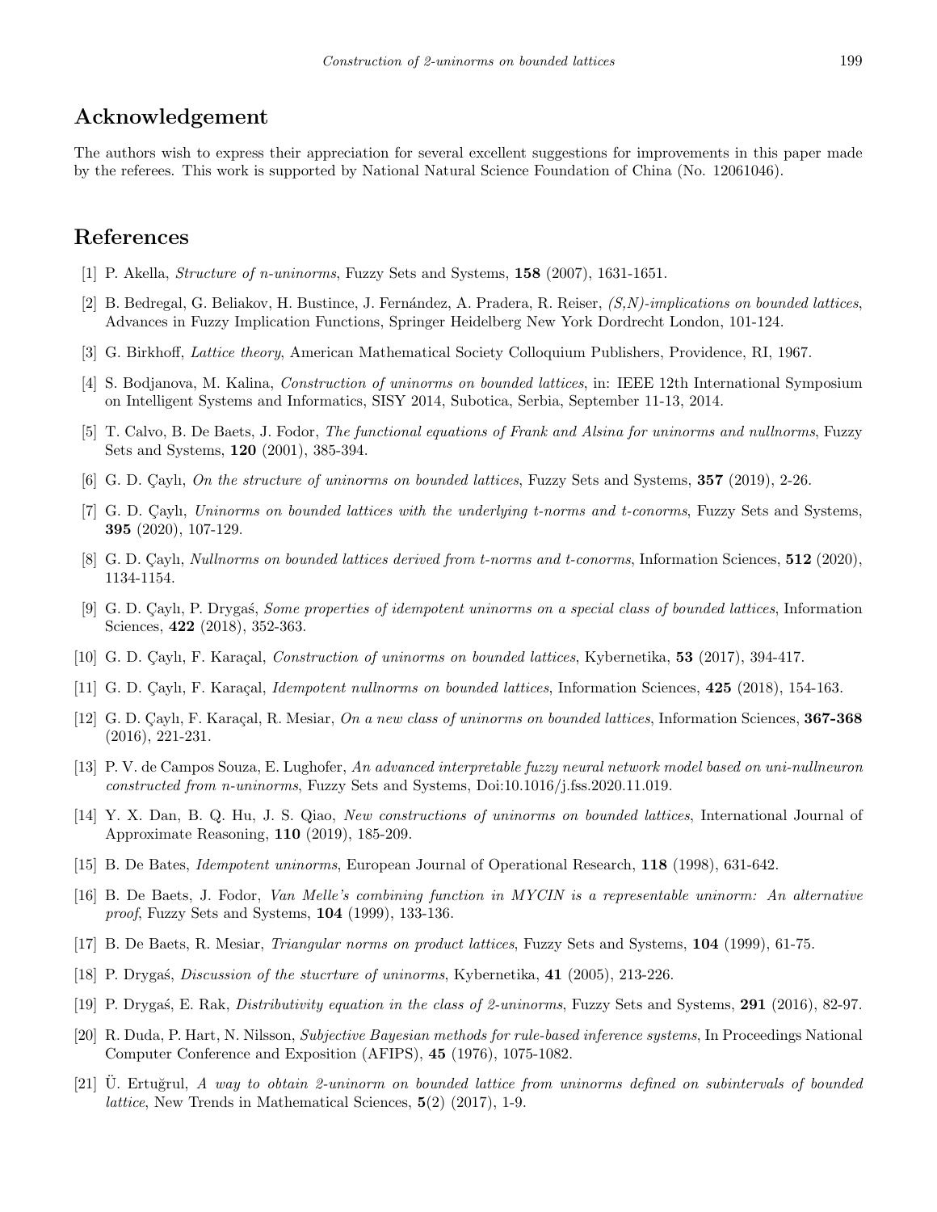## Acknowledgement

The authors wish to express their appreciation for several excellent suggestions for improvements in this paper made by the referees. This work is supported by National Natural Science Foundation of China (No. 12061046).

## References

[1] P. Akella, *Structure of n-uninorms*, Fuzzy Sets and Systems, **158** (2007), 1631-1651.

[2] B. Bedregal, G. Beliakov, H. Bustince, J. Fernández, A. Pradera, R. Reiser, *(S,N)-implications on bounded lattices*, Advances in Fuzzy Implication Functions, Springer Heidelberg New York Dordrecht London, 101-124.

[3] G. Birkhoff, *Lattice theory*, American Mathematical Society Colloquium Publishers, Providence, RI, 1967.

[4] S. Bodjanova, M. Kalina, *Construction of uninorms on bounded lattices*, in: IEEE 12th International Symposium on Intelligent Systems and Informatics, SISY 2014, Subotica, Serbia, September 11-13, 2014.

[5] T. Calvo, B. De Baets, J. Fodor, *The functional equations of Frank and Alsina for uninorms and nullnorms*, Fuzzy Sets and Systems, **120** (2001), 385-394.

[6] G. D. Çaylı, *On the structure of uninorms on bounded lattices*, Fuzzy Sets and Systems, **357** (2019), 2-26.

[7] G. D. Çaylı, *Uninorms on bounded lattices with the underlying t-norms and t-conorms*, Fuzzy Sets and Systems, **395** (2020), 107-129.

[8] G. D. Çaylı, *Nullnorms on bounded lattices derived from t-norms and t-conorms*, Information Sciences, **512** (2020), 1134-1154.

[9] G. D. Çaylı, P. Drygaś, *Some properties of idempotent uninorms on a special class of bounded lattices*, Information Sciences, **422** (2018), 352-363.

[10] G. D. Çaylı, F. Karaçal, *Construction of uninorms on bounded lattices*, Kybernetika, **53** (2017), 394-417.

[11] G. D. Çaylı, F. Karaçal, *Idempotent nullnorms on bounded lattices*, Information Sciences, **425** (2018), 154-163.

[12] G. D. Çaylı, F. Karaçal, R. Mesiar, *On a new class of uninorms on bounded lattices*, Information Sciences, **367-368** (2016), 221-231.

[13] P. V. de Campos Souza, E. Lughofer, *An advanced interpretable fuzzy neural network model based on uni-nullneuron constructed from n-uninorms*, Fuzzy Sets and Systems, Doi:10.1016/j.fss.2020.11.019.

[14] Y. X. Dan, B. Q. Hu, J. S. Qiao, *New constructions of uninorms on bounded lattices*, International Journal of Approximate Reasoning, **110** (2019), 185-209.

[15] B. De Bates, *Idempotent uninorms*, European Journal of Operational Research, **118** (1998), 631-642.

[16] B. De Baets, J. Fodor, *Van Melle's combining function in MYCIN is a representable uninorm: An alternative proof*, Fuzzy Sets and Systems, **104** (1999), 133-136.

[17] B. De Baets, R. Mesiar, *Triangular norms on product lattices*, Fuzzy Sets and Systems, **104** (1999), 61-75.

[18] P. Drygaś, *Discussion of the stucrture of uninorms*, Kybernetika, **41** (2005), 213-226.

[19] P. Drygaś, E. Rak, *Distributivity equation in the class of 2-uninorms*, Fuzzy Sets and Systems, **291** (2016), 82-97.

[20] R. Duda, P. Hart, N. Nilsson, *Subjective Bayesian methods for rule-based inference systems*, In Proceedings National Computer Conference and Exposition (AFIPS), **45** (1976), 1075-1082.

[21] Ü. Ertuğrul, *A way to obtain 2-uninorm on bounded lattice from uninorms defined on subintervals of bounded lattice*, New Trends in Mathematical Sciences, **5**(2) (2017), 1-9.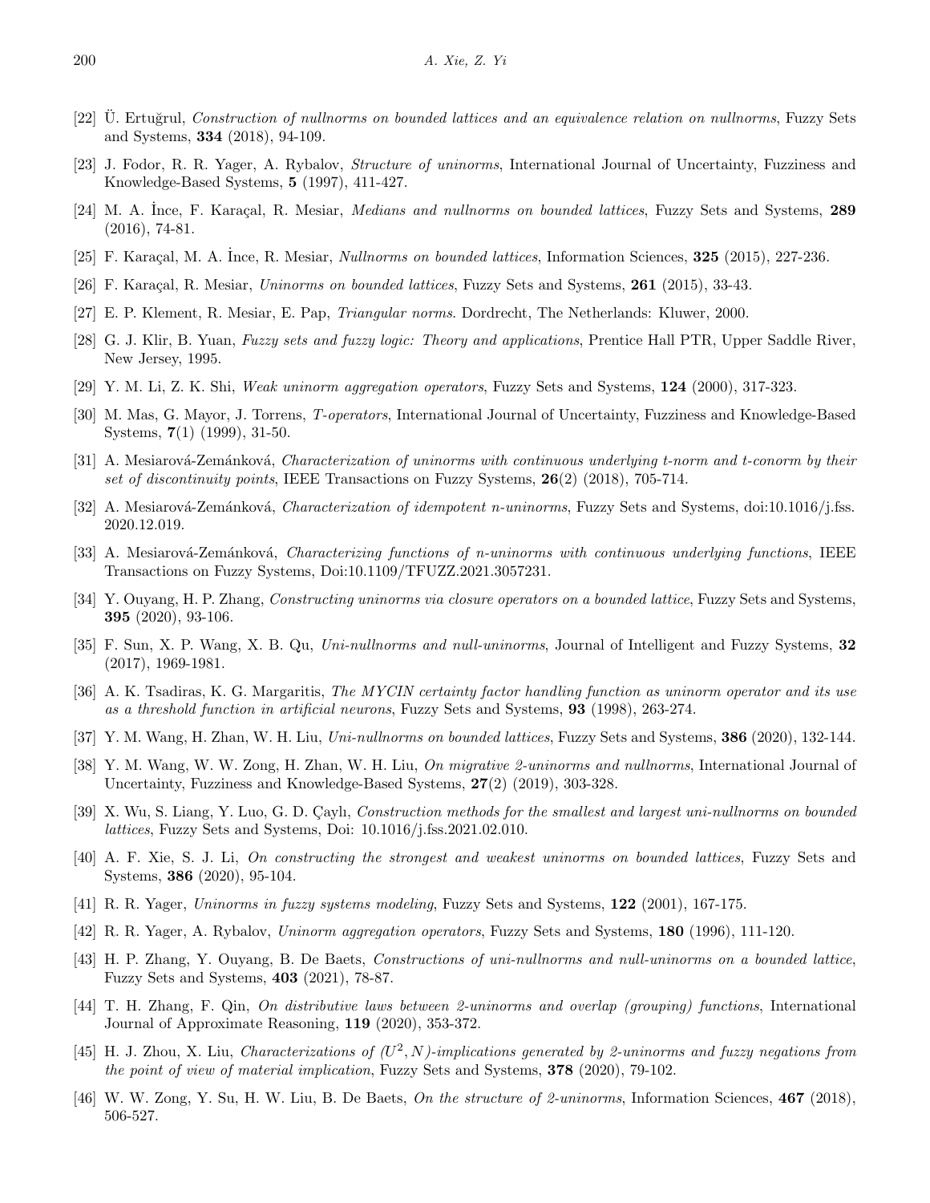[22] Ü. Ertuğrul, *Construction of nullnorms on bounded lattices and an equivalence relation on nullnorms*, Fuzzy Sets and Systems, **334** (2018), 94-109.

[23] J. Fodor, R. R. Yager, A. Rybalov, *Structure of uninorms*, International Journal of Uncertainty, Fuzziness and Knowledge-Based Systems, **5** (1997), 411-427.

[24] M. A. İnce, F. Karaçal, R. Mesiar, *Medians and nullnorms on bounded lattices*, Fuzzy Sets and Systems, **289** (2016), 74-81.

[25] F. Karaçal, M. A. İnce, R. Mesiar, *Nullnorms on bounded lattices*, Information Sciences, **325** (2015), 227-236.

[26] F. Karaçal, R. Mesiar, *Uninorms on bounded lattices*, Fuzzy Sets and Systems, **261** (2015), 33-43.

[27] E. P. Klement, R. Mesiar, E. Pap, *Triangular norms*. Dordrecht, The Netherlands: Kluwer, 2000.

[28] G. J. Klir, B. Yuan, *Fuzzy sets and fuzzy logic: Theory and applications*, Prentice Hall PTR, Upper Saddle River, New Jersey, 1995.

[29] Y. M. Li, Z. K. Shi, *Weak uninorm aggregation operators*, Fuzzy Sets and Systems, **124** (2000), 317-323.

[30] M. Mas, G. Mayor, J. Torrens, *T-operators*, International Journal of Uncertainty, Fuzziness and Knowledge-Based Systems, **7**(1) (1999), 31-50.

[31] A. Mesiarová-Zemánková, *Characterization of uninorms with continuous underlying t-norm and t-conorm by their set of discontinuity points*, IEEE Transactions on Fuzzy Systems, **26**(2) (2018), 705-714.

[32] A. Mesiarová-Zemánková, *Characterization of idempotent n-uninorms*, Fuzzy Sets and Systems, doi:10.1016/j.fss. 2020.12.019.

[33] A. Mesiarová-Zemánková, *Characterizing functions of n-uninorms with continuous underlying functions*, IEEE Transactions on Fuzzy Systems, Doi:10.1109/TFUZZ.2021.3057231.

[34] Y. Ouyang, H. P. Zhang, *Constructing uninorms via closure operators on a bounded lattice*, Fuzzy Sets and Systems, **395** (2020), 93-106.

[35] F. Sun, X. P. Wang, X. B. Qu, *Uni-nullnorms and null-uninorms*, Journal of Intelligent and Fuzzy Systems, **32** (2017), 1969-1981.

[36] A. K. Tsadiras, K. G. Margaritis, *The MYCIN certainty factor handling function as uninorm operator and its use as a threshold function in artificial neurons*, Fuzzy Sets and Systems, **93** (1998), 263-274.

[37] Y. M. Wang, H. Zhan, W. H. Liu, *Uni-nullnorms on bounded lattices*, Fuzzy Sets and Systems, **386** (2020), 132-144.

[38] Y. M. Wang, W. W. Zong, H. Zhan, W. H. Liu, *On migrative 2-uninorms and nullnorms*, International Journal of Uncertainty, Fuzziness and Knowledge-Based Systems, **27**(2) (2019), 303-328.

[39] X. Wu, S. Liang, Y. Luo, G. D. Çaylı, *Construction methods for the smallest and largest uni-nullnorms on bounded lattices*, Fuzzy Sets and Systems, Doi: 10.1016/j.fss.2021.02.010.

[40] A. F. Xie, S. J. Li, *On constructing the strongest and weakest uninorms on bounded lattices*, Fuzzy Sets and Systems, **386** (2020), 95-104.

[41] R. R. Yager, *Uninorms in fuzzy systems modeling*, Fuzzy Sets and Systems, **122** (2001), 167-175.

[42] R. R. Yager, A. Rybalov, *Uninorm aggregation operators*, Fuzzy Sets and Systems, **180** (1996), 111-120.

[43] H. P. Zhang, Y. Ouyang, B. De Baets, *Constructions of uni-nullnorms and null-uninorms on a bounded lattice*, Fuzzy Sets and Systems, **403** (2021), 78-87.

[44] T. H. Zhang, F. Qin, *On distributive laws between 2-uninorms and overlap (grouping) functions*, International Journal of Approximate Reasoning, **119** (2020), 353-372.

[45] H. J. Zhou, X. Liu, *Characterizations of $(U^2, N)$-implications generated by 2-uninorms and fuzzy negations from the point of view of material implication*, Fuzzy Sets and Systems, **378** (2020), 79-102.

[46] W. W. Zong, Y. Su, H. W. Liu, B. De Baets, *On the structure of 2-uninorms*, Information Sciences, **467** (2018), 506-527.